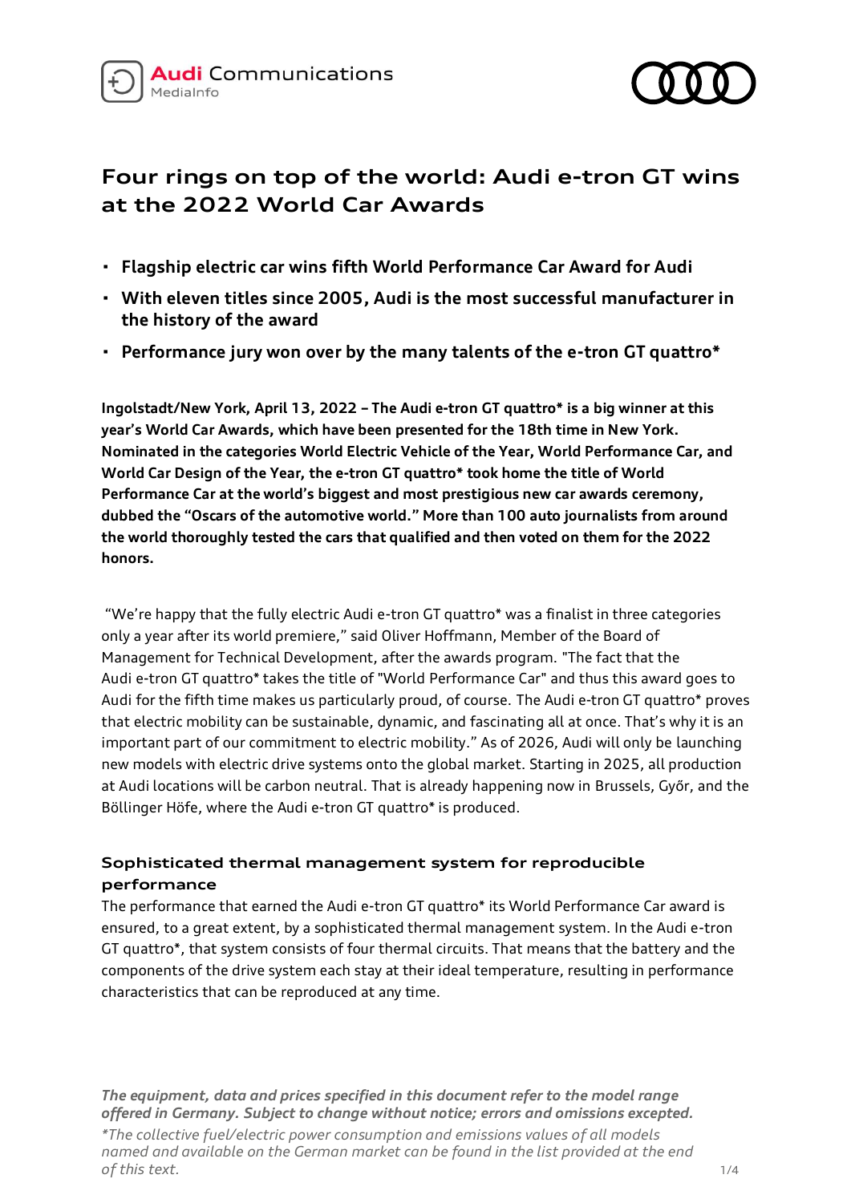Audi Communications
MediaInfo

# Four rings on top of the world: Audi e-tron GT wins at the 2022 World Car Awards

- **Flagship electric car wins fifth World Performance Car Award for Audi**
- **With eleven titles since 2005, Audi is the most successful manufacturer in the history of the award**
- **Performance jury won over by the many talents of the e-tron GT quattro***

**Ingolstadt/New York, April 13, 2022 – The Audi e-tron GT quattro* is a big winner at this year's World Car Awards, which have been presented for the 18th time in New York. Nominated in the categories World Electric Vehicle of the Year, World Performance Car, and World Car Design of the Year, the e-tron GT quattro* took home the title of World Performance Car at the world's biggest and most prestigious new car awards ceremony, dubbed the "Oscars of the automotive world." More than 100 auto journalists from around the world thoroughly tested the cars that qualified and then voted on them for the 2022 honors.**

"We're happy that the fully electric Audi e-tron GT quattro* was a finalist in three categories only a year after its world premiere," said Oliver Hoffmann, Member of the Board of Management for Technical Development, after the awards program. "The fact that the Audi e-tron GT quattro* takes the title of "World Performance Car" and thus this award goes to Audi for the fifth time makes us particularly proud, of course. The Audi e-tron GT quattro* proves that electric mobility can be sustainable, dynamic, and fascinating all at once. That's why it is an important part of our commitment to electric mobility." As of 2026, Audi will only be launching new models with electric drive systems onto the global market. Starting in 2025, all production at Audi locations will be carbon neutral. That is already happening now in Brussels, Győr, and the Böllinger Höfe, where the Audi e-tron GT quattro* is produced.

### Sophisticated thermal management system for reproducible performance

The performance that earned the Audi e-tron GT quattro* its World Performance Car award is ensured, to a great extent, by a sophisticated thermal management system. In the Audi e-tron GT quattro*, that system consists of four thermal circuits. That means that the battery and the components of the drive system each stay at their ideal temperature, resulting in performance characteristics that can be reproduced at any time.

*The equipment, data and prices specified in this document refer to the model range offered in Germany. Subject to change without notice; errors and omissions excepted.*

*\*The collective fuel/electric power consumption and emissions values of all models named and available on the German market can be found in the list provided at the end of this text.*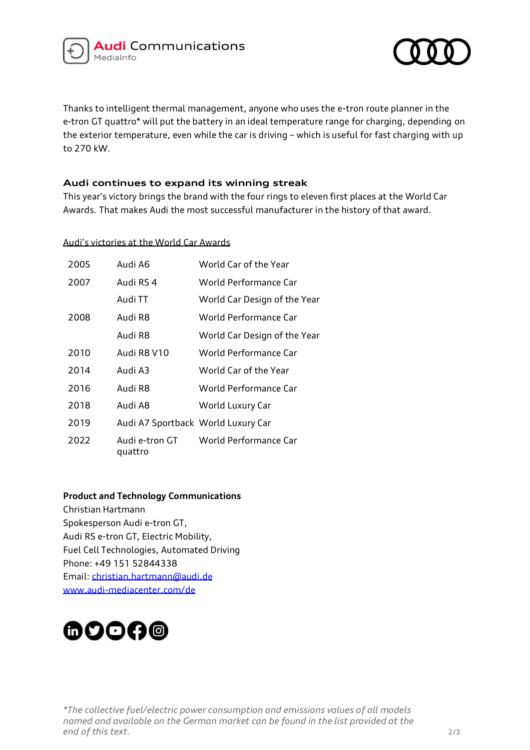Thanks to intelligent thermal management, anyone who uses the e-tron route planner in the e-tron GT quattro* will put the battery in an ideal temperature range for charging, depending on the exterior temperature, even while the car is driving – which is useful for fast charging with up to 270 kW.

### Audi continues to expand its winning streak

This year's victory brings the brand with the four rings to eleven first places at the World Car Awards. That makes Audi the most successful manufacturer in the history of that award.

Audi's victories at the World Car Awards

| Year | Model | Award |
| --- | --- | --- |
| 2005 | Audi A6 | World Car of the Year |
| 2007 | Audi RS 4 | World Performance Car |
| | Audi TT | World Car Design of the Year |
| 2008 | Audi R8 | World Performance Car |
| | Audi R8 | World Car Design of the Year |
| 2010 | Audi R8 V10 | World Performance Car |
| 2014 | Audi A3 | World Car of the Year |
| 2016 | Audi R8 | World Performance Car |
| 2018 | Audi A8 | World Luxury Car |
| 2019 | Audi A7 Sportback | World Luxury Car |
| 2022 | Audi e-tron GT quattro | World Performance Car |

**Product and Technology Communications**
Christian Hartmann
Spokesperson Audi e-tron GT,
Audi RS e-tron GT, Electric Mobility,
Fuel Cell Technologies, Automated Driving
Phone: +49 151 52844338
Email: christian.hartmann@audi.de
www.audi-mediacenter.com/de

*\*The collective fuel/electric power consumption and emissions values of all models named and available on the German market can be found in the list provided at the end of this text.*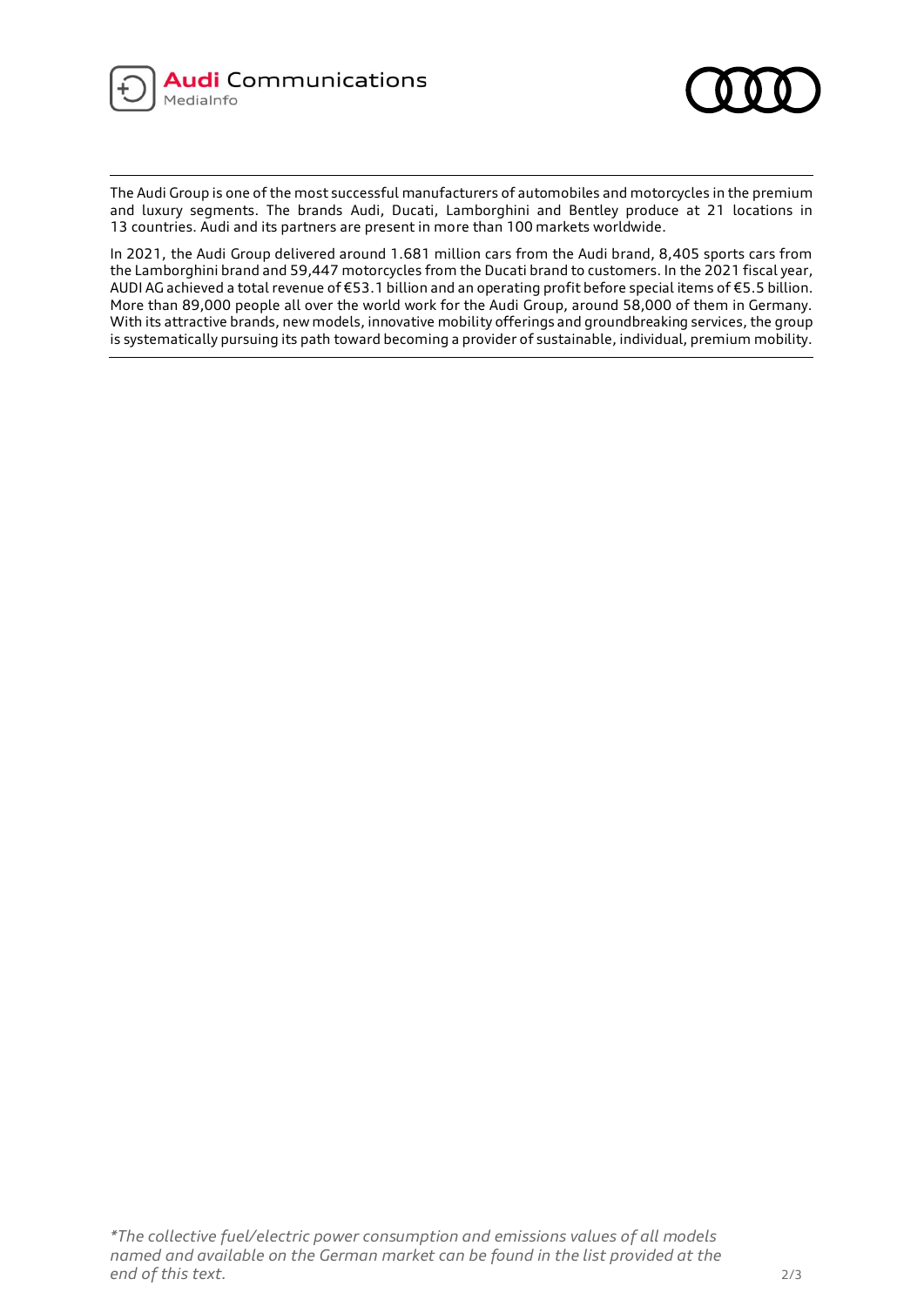The Audi Group is one of the most successful manufacturers of automobiles and motorcycles in the premium and luxury segments. The brands Audi, Ducati, Lamborghini and Bentley produce at 21 locations in 13 countries. Audi and its partners are present in more than 100 markets worldwide.

In 2021, the Audi Group delivered around 1.681 million cars from the Audi brand, 8,405 sports cars from the Lamborghini brand and 59,447 motorcycles from the Ducati brand to customers. In the 2021 fiscal year, AUDI AG achieved a total revenue of €53.1 billion and an operating profit before special items of €5.5 billion. More than 89,000 people all over the world work for the Audi Group, around 58,000 of them in Germany. With its attractive brands, new models, innovative mobility offerings and groundbreaking services, the group is systematically pursuing its path toward becoming a provider of sustainable, individual, premium mobility.

*\*The collective fuel/electric power consumption and emissions values of all models named and available on the German market can be found in the list provided at the end of this text.*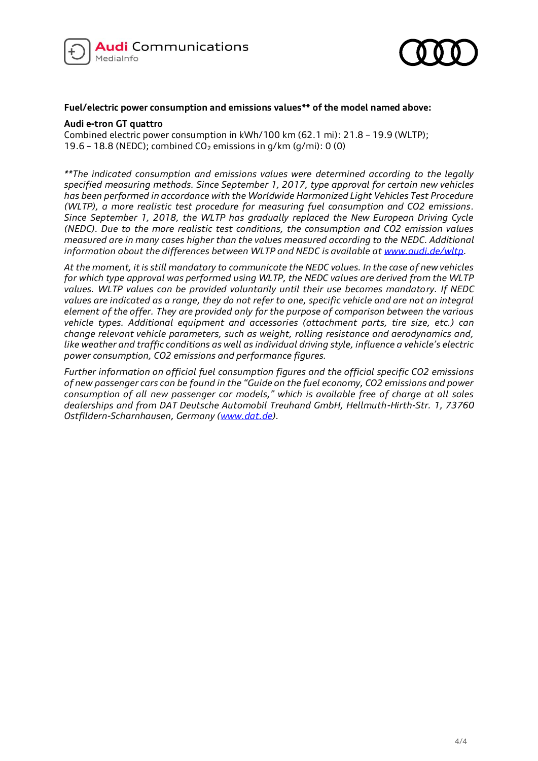**Fuel/electric power consumption and emissions values** of the model named above:**

**Audi e-tron GT quattro**

Combined electric power consumption in kWh/100 km (62.1 mi): 21.8 – 19.9 (WLTP); 19.6 – 18.8 (NEDC); combined $CO_2$ emissions in g/km (g/mi): 0 (0)

*\*\*The indicated consumption and emissions values were determined according to the legally specified measuring methods. Since September 1, 2017, type approval for certain new vehicles has been performed in accordance with the Worldwide Harmonized Light Vehicles Test Procedure (WLTP), a more realistic test procedure for measuring fuel consumption and CO2 emissions. Since September 1, 2018, the WLTP has gradually replaced the New European Driving Cycle (NEDC). Due to the more realistic test conditions, the consumption and CO2 emission values measured are in many cases higher than the values measured according to the NEDC. Additional information about the differences between WLTP and NEDC is available at [www.audi.de/wltp](www.audi.de/wltp).*

*At the moment, it is still mandatory to communicate the NEDC values. In the case of new vehicles for which type approval was performed using WLTP, the NEDC values are derived from the WLTP values. WLTP values can be provided voluntarily until their use becomes mandatory. If NEDC values are indicated as a range, they do not refer to one, specific vehicle and are not an integral element of the offer. They are provided only for the purpose of comparison between the various vehicle types. Additional equipment and accessories (attachment parts, tire size, etc.) can change relevant vehicle parameters, such as weight, rolling resistance and aerodynamics and, like weather and traffic conditions as well as individual driving style, influence a vehicle's electric power consumption, CO2 emissions and performance figures.*

*Further information on official fuel consumption figures and the official specific CO2 emissions of new passenger cars can be found in the "Guide on the fuel economy, CO2 emissions and power consumption of all new passenger car models," which is available free of charge at all sales dealerships and from DAT Deutsche Automobil Treuhand GmbH, Hellmuth-Hirth-Str. 1, 73760 Ostfildern-Scharnhausen, Germany ([www.dat.de](www.dat.de)).*